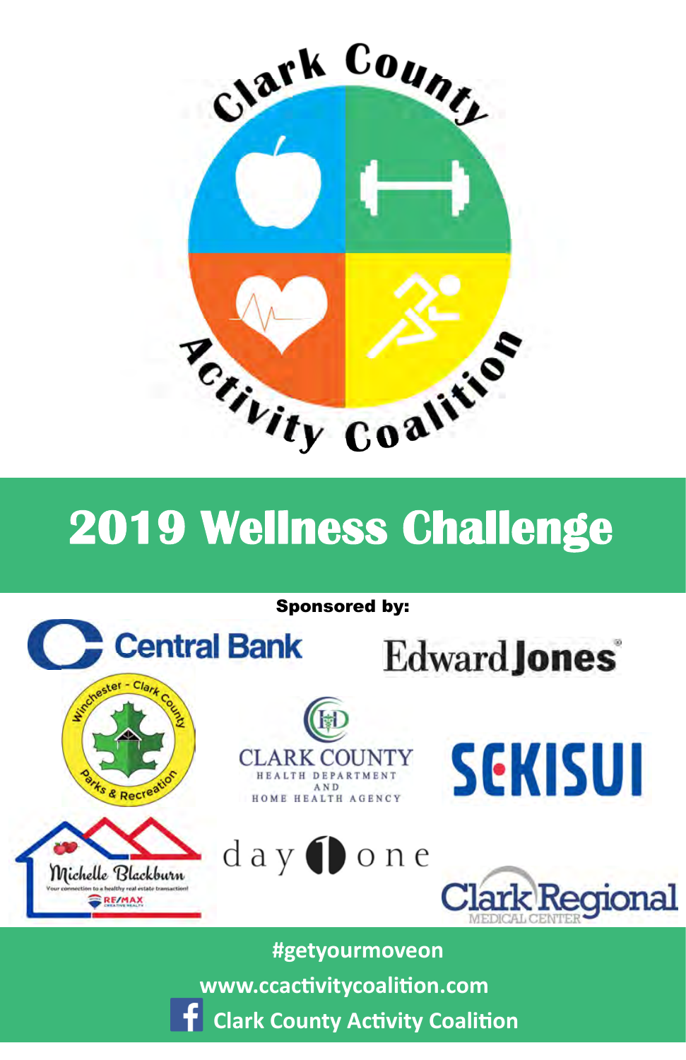Clark County Activity Coalition

# 2019 Wellness Challenge

**Sponsored by:**

Central Bank

Edward Jones

Winchester - Clark County Parks & Recreation

Clark County Health Department and Home Health Agency

SEKISUI

Michelle Blackburn
Your connection to a healthy real estate transaction!
RE/MAX Creative Realty

day one

Clark Regional Medical Center

**#getyourmoveon**

**www.ccactivitycoalition.com**

**Clark County Activity Coalition**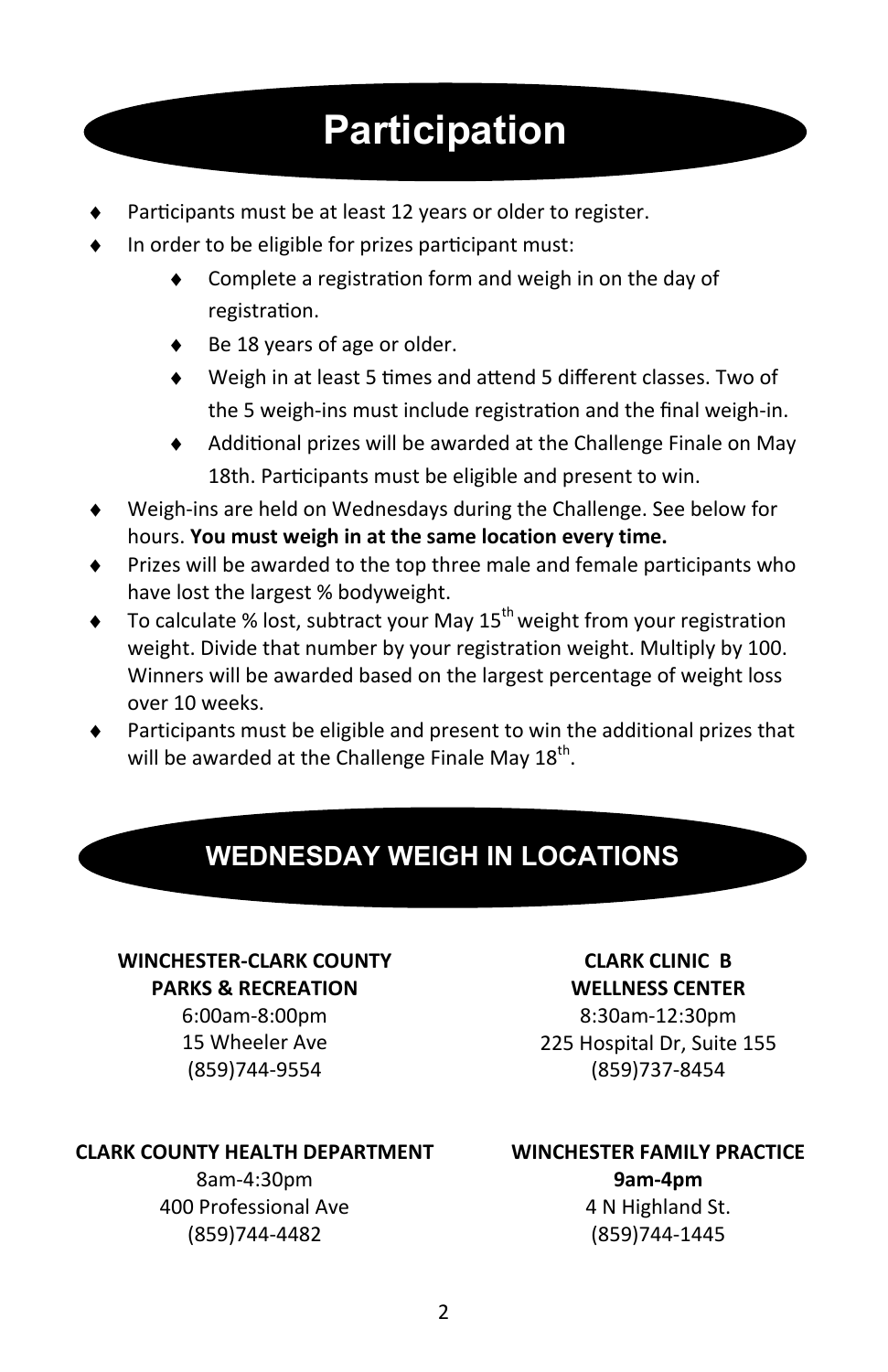# Participation

- Participants must be at least 12 years or older to register.
- In order to be eligible for prizes participant must:
  - Complete a registration form and weigh in on the day of registration.
  - Be 18 years of age or older.
  - Weigh in at least 5 times and attend 5 different classes. Two of the 5 weigh-ins must include registration and the final weigh-in.
  - Additional prizes will be awarded at the Challenge Finale on May 18th. Participants must be eligible and present to win.
- Weigh-ins are held on Wednesdays during the Challenge. See below for hours. **You must weigh in at the same location every time.**
- Prizes will be awarded to the top three male and female participants who have lost the largest % bodyweight.
- To calculate % lost, subtract your May 15th weight from your registration weight. Divide that number by your registration weight. Multiply by 100. Winners will be awarded based on the largest percentage of weight loss over 10 weeks.
- Participants must be eligible and present to win the additional prizes that will be awarded at the Challenge Finale May 18th.

## WEDNESDAY WEIGH IN LOCATIONS

**WINCHESTER-CLARK COUNTY PARKS & RECREATION**
6:00am-8:00pm
15 Wheeler Ave
(859)744-9554

**CLARK CLINIC B WELLNESS CENTER**
8:30am-12:30pm
225 Hospital Dr, Suite 155
(859)737-8454

**CLARK COUNTY HEALTH DEPARTMENT**
8am-4:30pm
400 Professional Ave
(859)744-4482

**WINCHESTER FAMILY PRACTICE**
**9am-4pm**
4 N Highland St.
(859)744-1445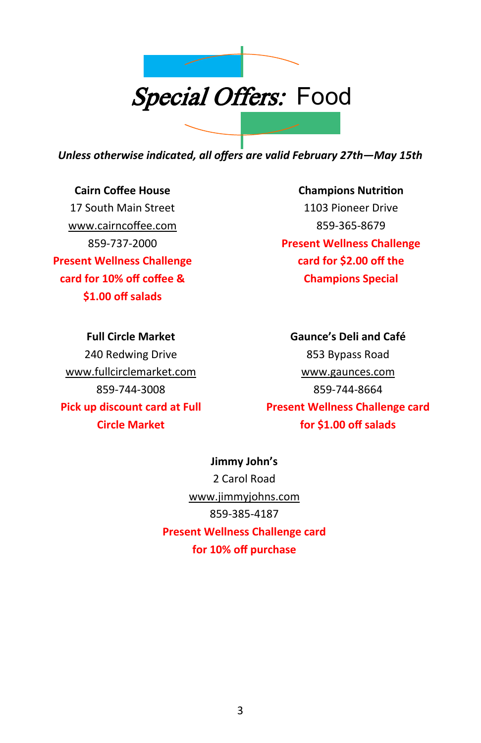# *Special Offers:* Food

***Unless otherwise indicated, all offers are valid February 27th—May 15th***

**Cairn Coffee House**
17 South Main Street
www.cairncoffee.com
859-737-2000
**Present Wellness Challenge card for 10% off coffee & $1.00 off salads**

**Champions Nutrition**
1103 Pioneer Drive
859-365-8679
**Present Wellness Challenge card for $2.00 off the Champions Special**

**Full Circle Market**
240 Redwing Drive
www.fullcirclemarket.com
859-744-3008
**Pick up discount card at Full Circle Market**

**Gaunce's Deli and Café**
853 Bypass Road
www.gaunces.com
859-744-8664
**Present Wellness Challenge card for $1.00 off salads**

**Jimmy John's**
2 Carol Road
www.jimmyjohns.com
859-385-4187
**Present Wellness Challenge card for 10% off purchase**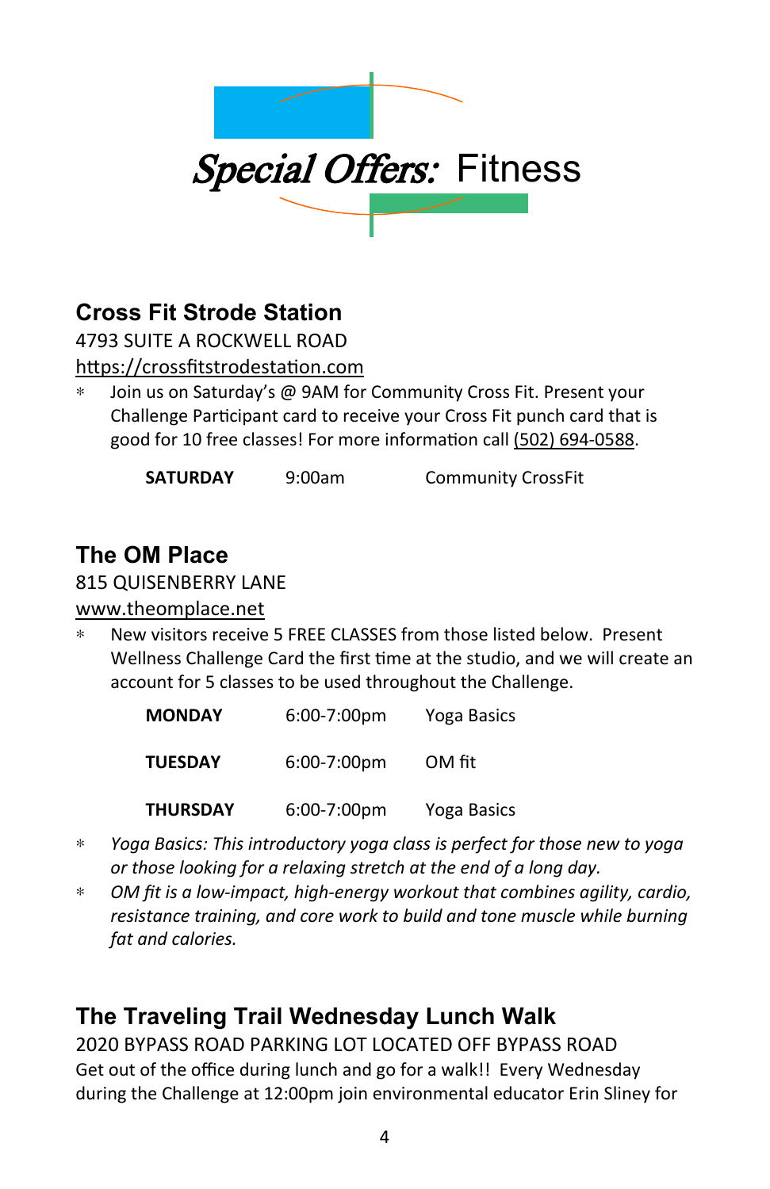# *Special Offers:* Fitness

## Cross Fit Strode Station

4793 SUITE A ROCKWELL ROAD

https://crossfitstrodestation.com

- Join us on Saturday's @ 9AM for Community Cross Fit. Present your Challenge Participant card to receive your Cross Fit punch card that is good for 10 free classes! For more information call (502) 694-0588.

| | | |
|---|---|---|
| **SATURDAY** | 9:00am | Community CrossFit |

## The OM Place

815 QUISENBERRY LANE

www.theomplace.net

- New visitors receive 5 FREE CLASSES from those listed below. Present Wellness Challenge Card the first time at the studio, and we will create an account for 5 classes to be used throughout the Challenge.

| | | |
|---|---|---|
| **MONDAY** | 6:00-7:00pm | Yoga Basics |
| **TUESDAY** | 6:00-7:00pm | OM fit |
| **THURSDAY** | 6:00-7:00pm | Yoga Basics |

- *Yoga Basics: This introductory yoga class is perfect for those new to yoga or those looking for a relaxing stretch at the end of a long day.*
- *OM fit is a low-impact, high-energy workout that combines agility, cardio, resistance training, and core work to build and tone muscle while burning fat and calories.*

## The Traveling Trail Wednesday Lunch Walk

2020 BYPASS ROAD PARKING LOT LOCATED OFF BYPASS ROAD

Get out of the office during lunch and go for a walk!! Every Wednesday during the Challenge at 12:00pm join environmental educator Erin Sliney for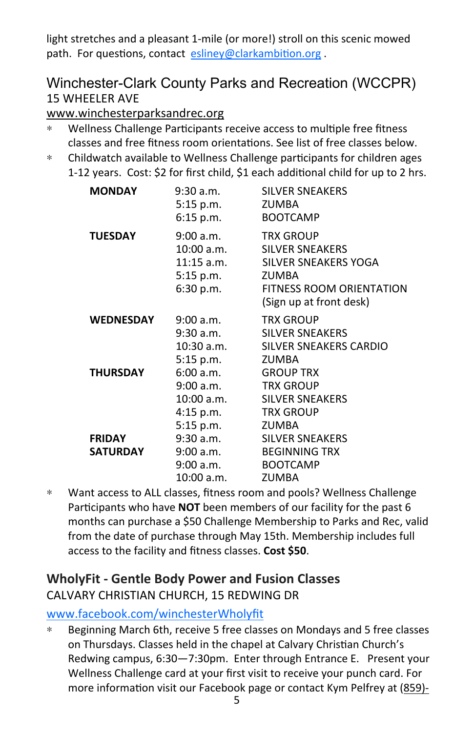light stretches and a pleasant 1-mile (or more!) stroll on this scenic mowed path. For questions, contact esliney@clarkambition.org .

## Winchester-Clark County Parks and Recreation (WCCPR)

15 WHEELER AVE

www.winchesterparksandrec.org

* Wellness Challenge Participants receive access to multiple free fitness classes and free fitness room orientations. See list of free classes below.
* Childwatch available to Wellness Challenge participants for children ages 1-12 years. Cost: $2 for first child, $1 each additional child for up to 2 hrs.

| Day | Time | Class |
|---|---|---|
| **MONDAY** | 9:30 a.m. | SILVER SNEAKERS |
| | 5:15 p.m. | ZUMBA |
| | 6:15 p.m. | BOOTCAMP |
| **TUESDAY** | 9:00 a.m. | TRX GROUP |
| | 10:00 a.m. | SILVER SNEAKERS |
| | 11:15 a.m. | SILVER SNEAKERS YOGA |
| | 5:15 p.m. | ZUMBA |
| | 6:30 p.m. | FITNESS ROOM ORIENTATION (Sign up at front desk) |
| **WEDNESDAY** | 9:00 a.m. | TRX GROUP |
| | 9:30 a.m. | SILVER SNEAKERS |
| | 10:30 a.m. | SILVER SNEAKERS CARDIO |
| | 5:15 p.m. | ZUMBA |
| **THURSDAY** | 6:00 a.m. | GROUP TRX |
| | 9:00 a.m. | TRX GROUP |
| | 10:00 a.m. | SILVER SNEAKERS |
| | 4:15 p.m. | TRX GROUP |
| | 5:15 p.m. | ZUMBA |
| **FRIDAY** | 9:30 a.m. | SILVER SNEAKERS |
| **SATURDAY** | 9:00 a.m. | BEGINNING TRX |
| | 9:00 a.m. | BOOTCAMP |
| | 10:00 a.m. | ZUMBA |

* Want access to ALL classes, fitness room and pools? Wellness Challenge Participants who have **NOT** been members of our facility for the past 6 months can purchase a $50 Challenge Membership to Parks and Rec, valid from the date of purchase through May 15th. Membership includes full access to the facility and fitness classes. **Cost $50**.

## WholyFit - Gentle Body Power and Fusion Classes

CALVARY CHRISTIAN CHURCH, 15 REDWING DR

www.facebook.com/winchesterWholyfit

* Beginning March 6th, receive 5 free classes on Mondays and 5 free classes on Thursdays. Classes held in the chapel at Calvary Christian Church's Redwing campus, 6:30—7:30pm. Enter through Entrance E. Present your Wellness Challenge card at your first visit to receive your punch card. For more information visit our Facebook page or contact Kym Pelfrey at (859)-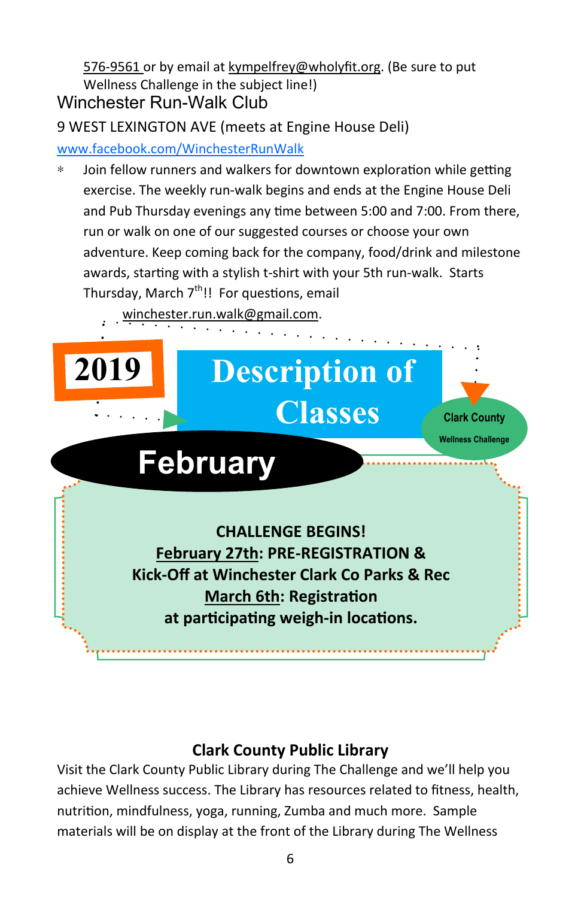576-9561 or by email at kympelfrey@wholyfit.org. (Be sure to put Wellness Challenge in the subject line!)

### Winchester Run-Walk Club

9 WEST LEXINGTON AVE (meets at Engine House Deli)

www.facebook.com/WinchesterRunWalk

- Join fellow runners and walkers for downtown exploration while getting exercise. The weekly run-walk begins and ends at the Engine House Deli and Pub Thursday evenings any time between 5:00 and 7:00. From there, run or walk on one of our suggested courses or choose your own adventure. Keep coming back for the company, food/drink and milestone awards, starting with a stylish t-shirt with your 5th run-walk. Starts Thursday, March 7th!! For questions, email winchester.run.walk@gmail.com.

# 2019 Description of Classes

Clark County Wellness Challenge

## February

**CHALLENGE BEGINS!**
**February 27th: PRE-REGISTRATION & Kick-Off at Winchester Clark Co Parks & Rec**
**March 6th: Registration at participating weigh-in locations.**

### Clark County Public Library

Visit the Clark County Public Library during The Challenge and we'll help you achieve Wellness success. The Library has resources related to fitness, health, nutrition, mindfulness, yoga, running, Zumba and much more. Sample materials will be on display at the front of the Library during The Wellness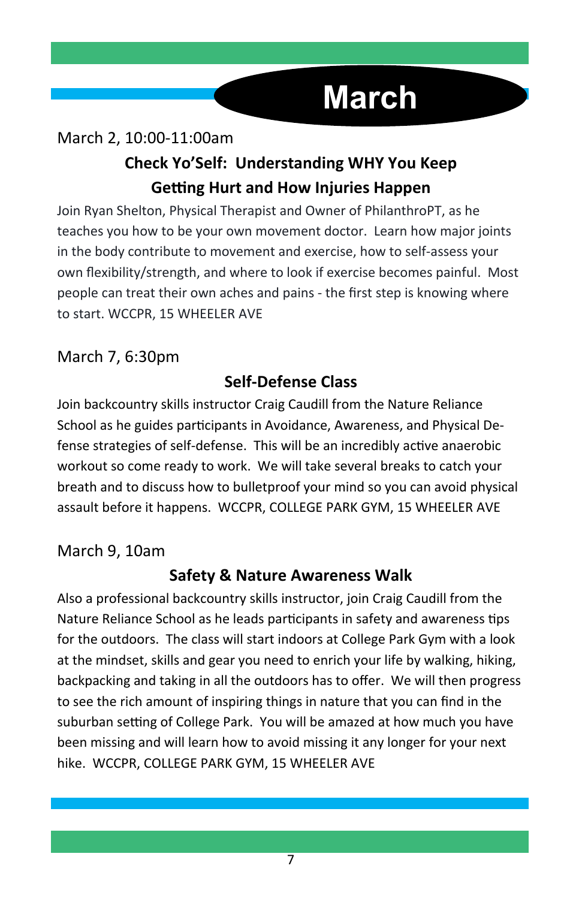# March

March 2, 10:00-11:00am

## Check Yo'Self: Understanding WHY You Keep Getting Hurt and How Injuries Happen

Join Ryan Shelton, Physical Therapist and Owner of PhilanthroPT, as he teaches you how to be your own movement doctor. Learn how major joints in the body contribute to movement and exercise, how to self-assess your own flexibility/strength, and where to look if exercise becomes painful. Most people can treat their own aches and pains - the first step is knowing where to start. WCCPR, 15 WHEELER AVE

March 7, 6:30pm

## Self-Defense Class

Join backcountry skills instructor Craig Caudill from the Nature Reliance School as he guides participants in Avoidance, Awareness, and Physical Defense strategies of self-defense. This will be an incredibly active anaerobic workout so come ready to work. We will take several breaks to catch your breath and to discuss how to bulletproof your mind so you can avoid physical assault before it happens. WCCPR, COLLEGE PARK GYM, 15 WHEELER AVE

March 9, 10am

## Safety & Nature Awareness Walk

Also a professional backcountry skills instructor, join Craig Caudill from the Nature Reliance School as he leads participants in safety and awareness tips for the outdoors. The class will start indoors at College Park Gym with a look at the mindset, skills and gear you need to enrich your life by walking, hiking, backpacking and taking in all the outdoors has to offer. We will then progress to see the rich amount of inspiring things in nature that you can find in the suburban setting of College Park. You will be amazed at how much you have been missing and will learn how to avoid missing it any longer for your next hike. WCCPR, COLLEGE PARK GYM, 15 WHEELER AVE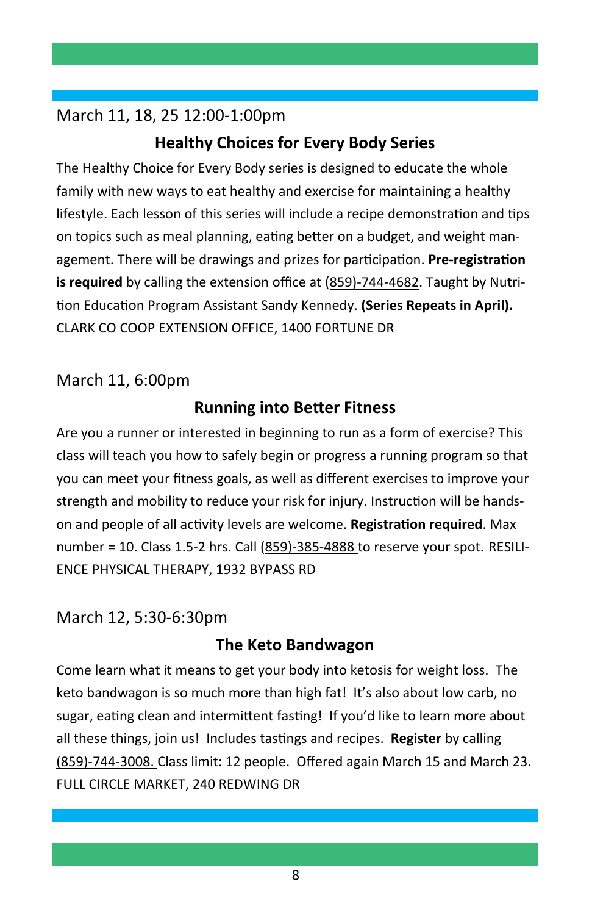March 11, 18, 25 12:00-1:00pm

## Healthy Choices for Every Body Series

The Healthy Choice for Every Body series is designed to educate the whole family with new ways to eat healthy and exercise for maintaining a healthy lifestyle. Each lesson of this series will include a recipe demonstration and tips on topics such as meal planning, eating better on a budget, and weight management. There will be drawings and prizes for participation. **Pre-registration is required** by calling the extension office at (859)-744-4682. Taught by Nutrition Education Program Assistant Sandy Kennedy. **(Series Repeats in April).** CLARK CO COOP EXTENSION OFFICE, 1400 FORTUNE DR

March 11, 6:00pm

## Running into Better Fitness

Are you a runner or interested in beginning to run as a form of exercise? This class will teach you how to safely begin or progress a running program so that you can meet your fitness goals, as well as different exercises to improve your strength and mobility to reduce your risk for injury. Instruction will be hands-on and people of all activity levels are welcome. **Registration required**. Max number = 10. Class 1.5-2 hrs. Call (859)-385-4888 to reserve your spot. RESILIENCE PHYSICAL THERAPY, 1932 BYPASS RD

March 12, 5:30-6:30pm

## The Keto Bandwagon

Come learn what it means to get your body into ketosis for weight loss. The keto bandwagon is so much more than high fat! It's also about low carb, no sugar, eating clean and intermittent fasting! If you'd like to learn more about all these things, join us! Includes tastings and recipes. **Register** by calling (859)-744-3008. Class limit: 12 people. Offered again March 15 and March 23. FULL CIRCLE MARKET, 240 REDWING DR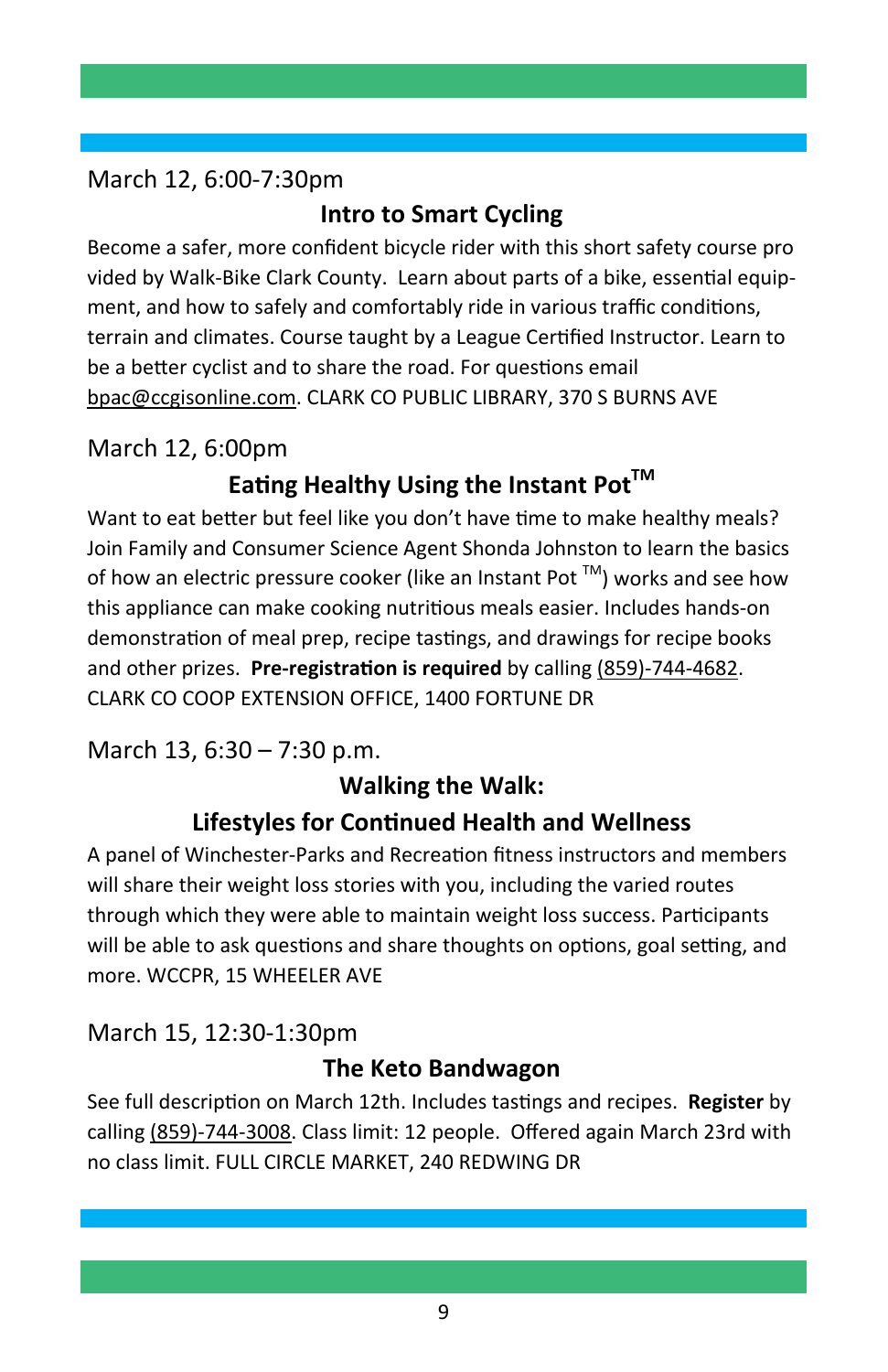March 12, 6:00-7:30pm

## Intro to Smart Cycling

Become a safer, more confident bicycle rider with this short safety course pro vided by Walk-Bike Clark County. Learn about parts of a bike, essential equipment, and how to safely and comfortably ride in various traffic conditions, terrain and climates. Course taught by a League Certified Instructor. Learn to be a better cyclist and to share the road. For questions email bpac@ccgisonline.com. CLARK CO PUBLIC LIBRARY, 370 S BURNS AVE

March 12, 6:00pm

## Eating Healthy Using the Instant Pot™

Want to eat better but feel like you don't have time to make healthy meals? Join Family and Consumer Science Agent Shonda Johnston to learn the basics of how an electric pressure cooker (like an Instant Pot ™) works and see how this appliance can make cooking nutritious meals easier. Includes hands-on demonstration of meal prep, recipe tastings, and drawings for recipe books and other prizes. **Pre-registration is required** by calling (859)-744-4682. CLARK CO COOP EXTENSION OFFICE, 1400 FORTUNE DR

March 13, 6:30 – 7:30 p.m.

## Walking the Walk: Lifestyles for Continued Health and Wellness

A panel of Winchester-Parks and Recreation fitness instructors and members will share their weight loss stories with you, including the varied routes through which they were able to maintain weight loss success. Participants will be able to ask questions and share thoughts on options, goal setting, and more. WCCPR, 15 WHEELER AVE

March 15, 12:30-1:30pm

## The Keto Bandwagon

See full description on March 12th. Includes tastings and recipes. **Register** by calling (859)-744-3008. Class limit: 12 people. Offered again March 23rd with no class limit. FULL CIRCLE MARKET, 240 REDWING DR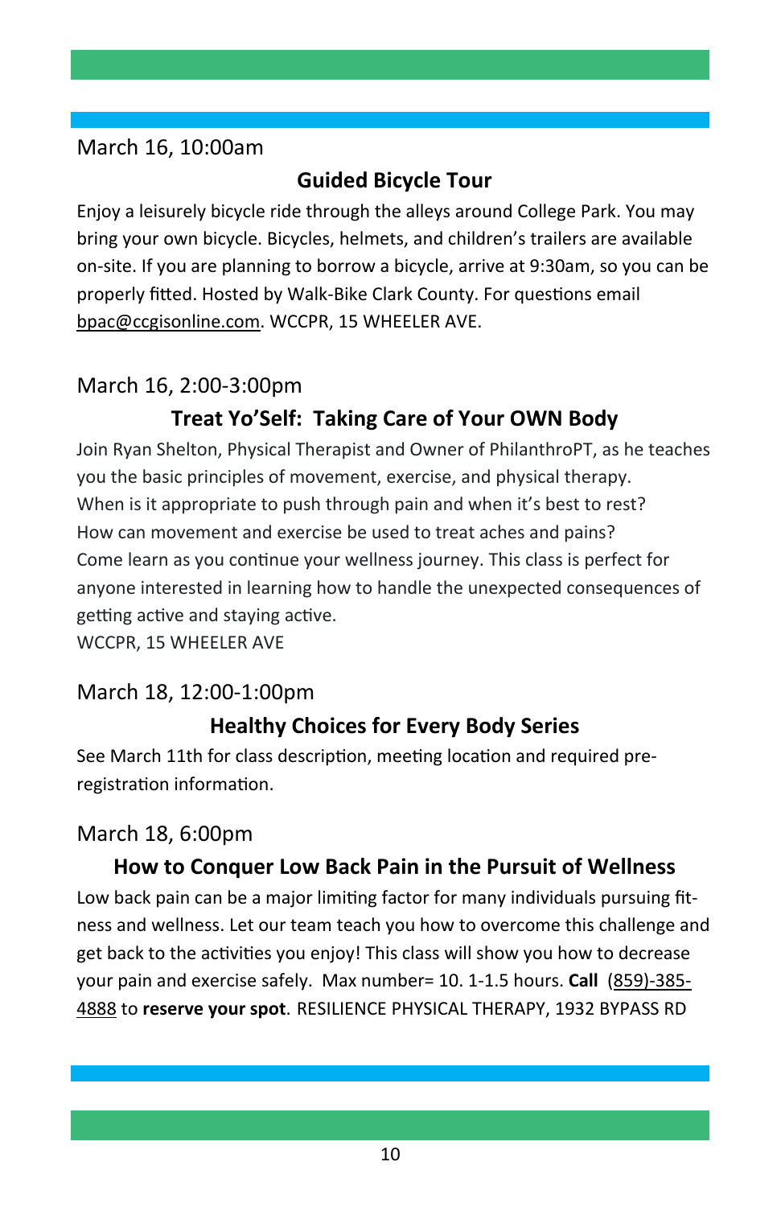March 16, 10:00am

### Guided Bicycle Tour

Enjoy a leisurely bicycle ride through the alleys around College Park. You may bring your own bicycle. Bicycles, helmets, and children's trailers are available on-site. If you are planning to borrow a bicycle, arrive at 9:30am, so you can be properly fitted. Hosted by Walk-Bike Clark County. For questions email bpac@ccgisonline.com. WCCPR, 15 WHEELER AVE.

March 16, 2:00-3:00pm

### Treat Yo'Self: Taking Care of Your OWN Body

Join Ryan Shelton, Physical Therapist and Owner of PhilanthroPT, as he teaches you the basic principles of movement, exercise, and physical therapy. When is it appropriate to push through pain and when it's best to rest? How can movement and exercise be used to treat aches and pains? Come learn as you continue your wellness journey. This class is perfect for anyone interested in learning how to handle the unexpected consequences of getting active and staying active.
WCCPR, 15 WHEELER AVE

March 18, 12:00-1:00pm

### Healthy Choices for Every Body Series

See March 11th for class description, meeting location and required pre-registration information.

March 18, 6:00pm

### How to Conquer Low Back Pain in the Pursuit of Wellness

Low back pain can be a major limiting factor for many individuals pursuing fitness and wellness. Let our team teach you how to overcome this challenge and get back to the activities you enjoy! This class will show you how to decrease your pain and exercise safely. Max number= 10. 1-1.5 hours. **Call** (859)-385-4888 to **reserve your spot**. RESILIENCE PHYSICAL THERAPY, 1932 BYPASS RD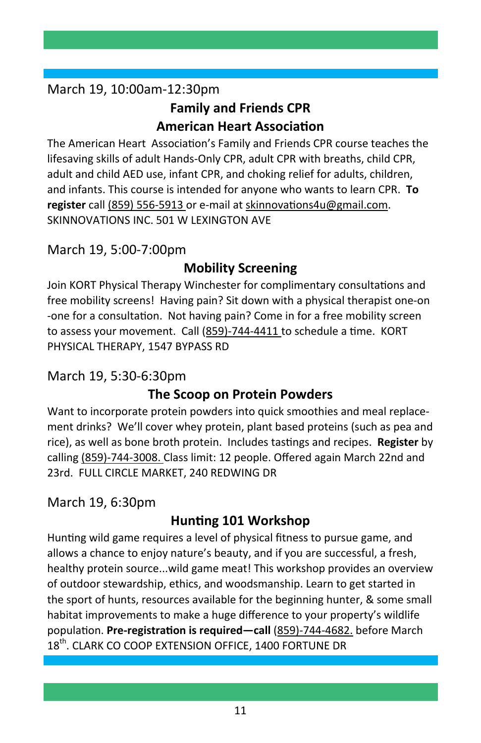March 19, 10:00am-12:30pm

## Family and Friends CPR
## American Heart Association

The American Heart Association's Family and Friends CPR course teaches the lifesaving skills of adult Hands-Only CPR, adult CPR with breaths, child CPR, adult and child AED use, infant CPR, and choking relief for adults, children, and infants. This course is intended for anyone who wants to learn CPR. **To register** call (859) 556-5913 or e-mail at skinnovations4u@gmail.com. SKINNOVATIONS INC. 501 W LEXINGTON AVE

March 19, 5:00-7:00pm

## Mobility Screening

Join KORT Physical Therapy Winchester for complimentary consultations and free mobility screens! Having pain? Sit down with a physical therapist one-on-one for a consultation. Not having pain? Come in for a free mobility screen to assess your movement. Call (859)-744-4411 to schedule a time. KORT PHYSICAL THERAPY, 1547 BYPASS RD

March 19, 5:30-6:30pm

## The Scoop on Protein Powders

Want to incorporate protein powders into quick smoothies and meal replacement drinks? We'll cover whey protein, plant based proteins (such as pea and rice), as well as bone broth protein. Includes tastings and recipes. **Register** by calling (859)-744-3008. Class limit: 12 people. Offered again March 22nd and 23rd. FULL CIRCLE MARKET, 240 REDWING DR

March 19, 6:30pm

## Hunting 101 Workshop

Hunting wild game requires a level of physical fitness to pursue game, and allows a chance to enjoy nature's beauty, and if you are successful, a fresh, healthy protein source...wild game meat! This workshop provides an overview of outdoor stewardship, ethics, and woodsmanship. Learn to get started in the sport of hunts, resources available for the beginning hunter, & some small habitat improvements to make a huge difference to your property's wildlife population. **Pre-registration is required—call** (859)-744-4682. before March 18th. CLARK CO COOP EXTENSION OFFICE, 1400 FORTUNE DR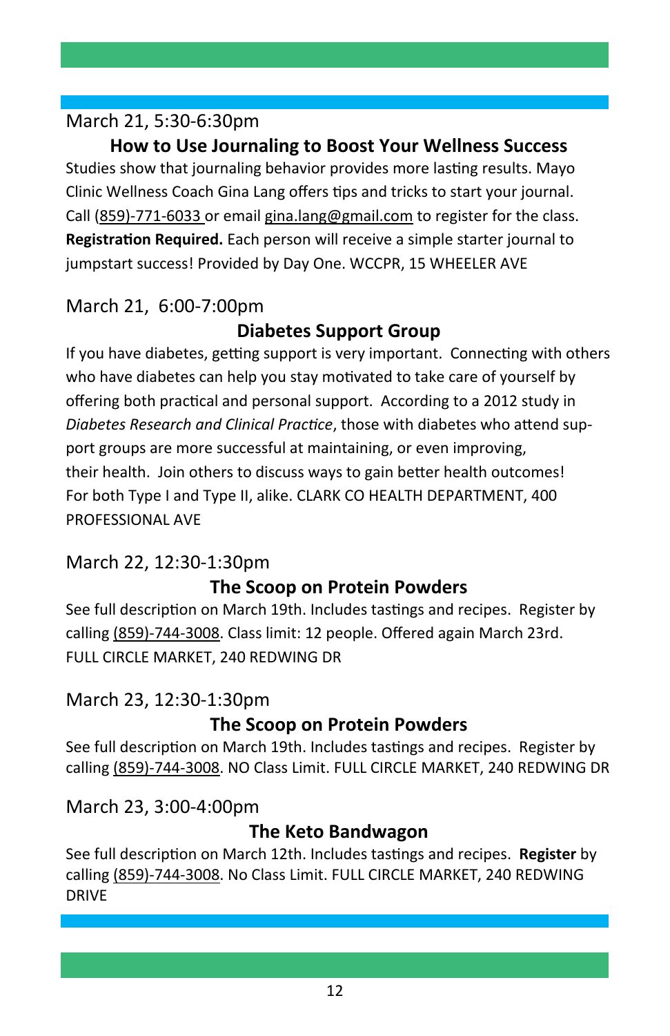March 21, 5:30-6:30pm

### How to Use Journaling to Boost Your Wellness Success

Studies show that journaling behavior provides more lasting results. Mayo Clinic Wellness Coach Gina Lang offers tips and tricks to start your journal. Call (859)-771-6033 or email gina.lang@gmail.com to register for the class. **Registration Required.** Each person will receive a simple starter journal to jumpstart success! Provided by Day One. WCCPR, 15 WHEELER AVE

March 21, 6:00-7:00pm

### Diabetes Support Group

If you have diabetes, getting support is very important. Connecting with others who have diabetes can help you stay motivated to take care of yourself by offering both practical and personal support. According to a 2012 study in *Diabetes Research and Clinical Practice*, those with diabetes who attend support groups are more successful at maintaining, or even improving, their health. Join others to discuss ways to gain better health outcomes! For both Type I and Type II, alike. CLARK CO HEALTH DEPARTMENT, 400 PROFESSIONAL AVE

March 22, 12:30-1:30pm

### The Scoop on Protein Powders

See full description on March 19th. Includes tastings and recipes. Register by calling (859)-744-3008. Class limit: 12 people. Offered again March 23rd. FULL CIRCLE MARKET, 240 REDWING DR

March 23, 12:30-1:30pm

### The Scoop on Protein Powders

See full description on March 19th. Includes tastings and recipes. Register by calling (859)-744-3008. NO Class Limit. FULL CIRCLE MARKET, 240 REDWING DR

March 23, 3:00-4:00pm

### The Keto Bandwagon

See full description on March 12th. Includes tastings and recipes. **Register** by calling (859)-744-3008. No Class Limit. FULL CIRCLE MARKET, 240 REDWING DRIVE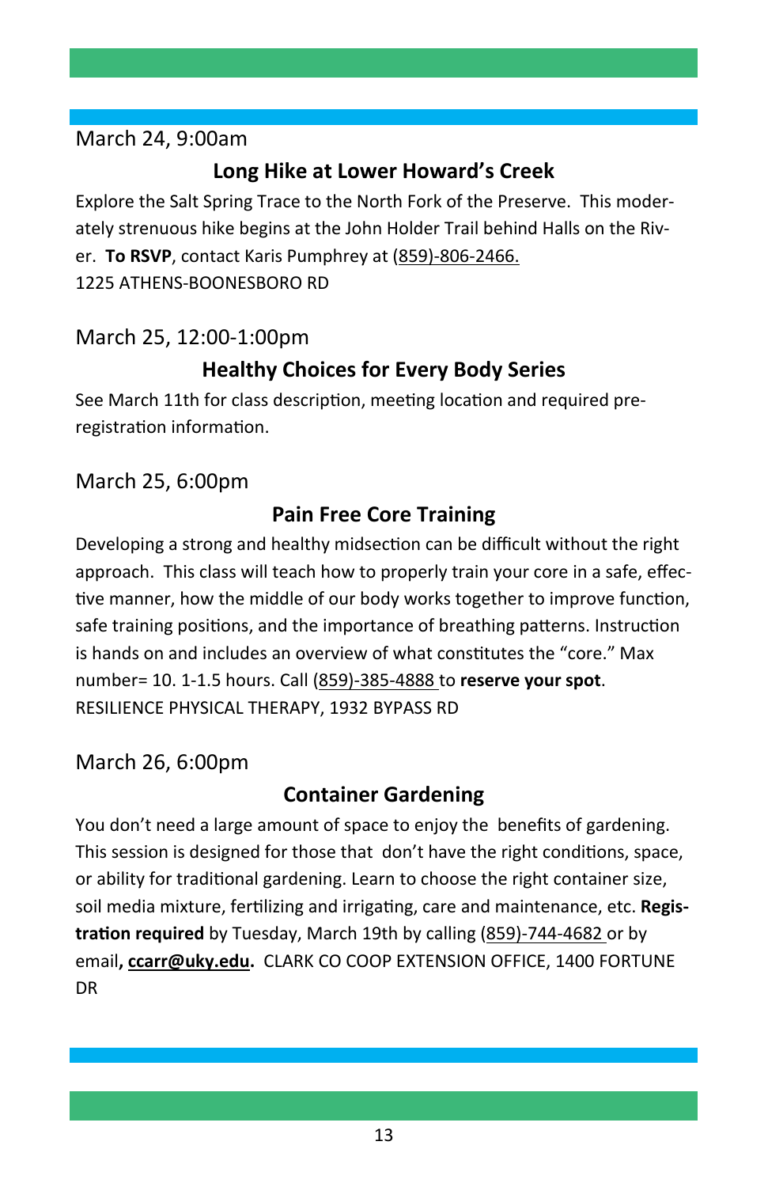March 24, 9:00am

## Long Hike at Lower Howard's Creek

Explore the Salt Spring Trace to the North Fork of the Preserve. This moderately strenuous hike begins at the John Holder Trail behind Halls on the River. **To RSVP**, contact Karis Pumphrey at (859)-806-2466.
1225 ATHENS-BOONESBORO RD

March 25, 12:00-1:00pm

## Healthy Choices for Every Body Series

See March 11th for class description, meeting location and required pre-registration information.

March 25, 6:00pm

## Pain Free Core Training

Developing a strong and healthy midsection can be difficult without the right approach. This class will teach how to properly train your core in a safe, effective manner, how the middle of our body works together to improve function, safe training positions, and the importance of breathing patterns. Instruction is hands on and includes an overview of what constitutes the "core." Max number= 10. 1-1.5 hours. Call (859)-385-4888 to **reserve your spot**.
RESILIENCE PHYSICAL THERAPY, 1932 BYPASS RD

March 26, 6:00pm

## Container Gardening

You don't need a large amount of space to enjoy the benefits of gardening. This session is designed for those that don't have the right conditions, space, or ability for traditional gardening. Learn to choose the right container size, soil media mixture, fertilizing and irrigating, care and maintenance, etc. **Registration required** by Tuesday, March 19th by calling (859)-744-4682 or by email**, ccarr@uky.edu.** CLARK CO COOP EXTENSION OFFICE, 1400 FORTUNE DR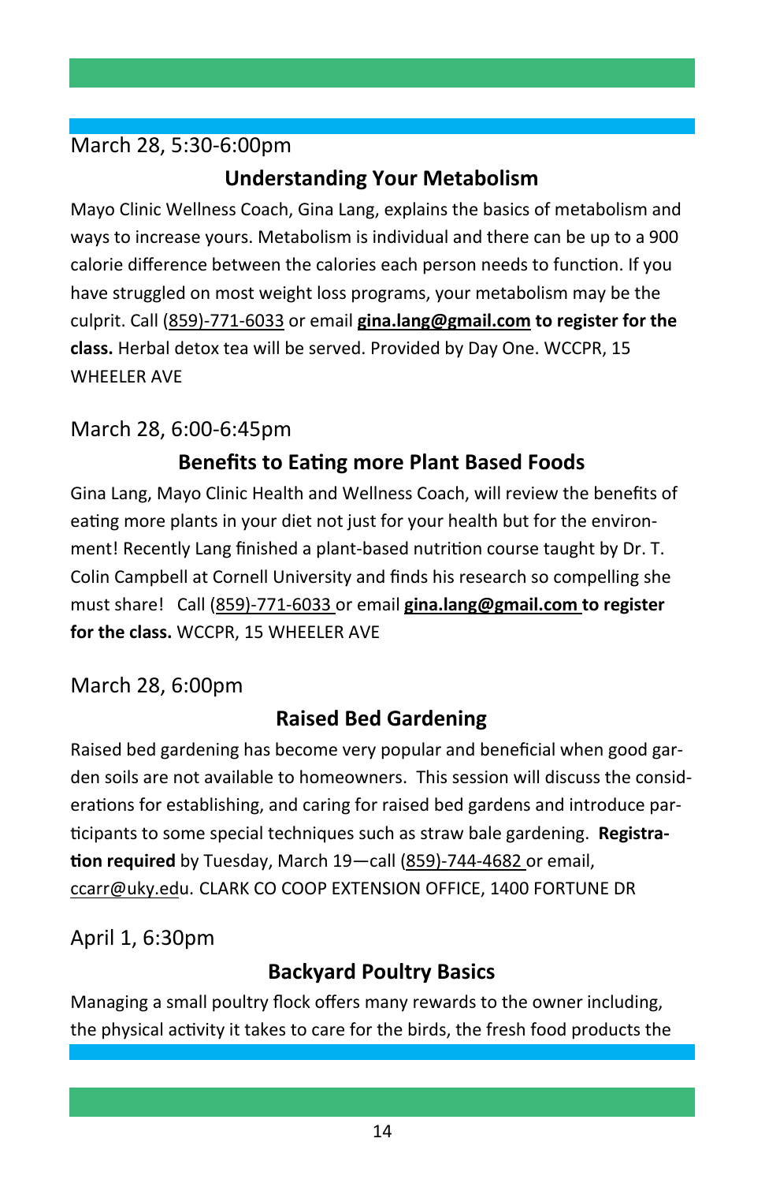March 28, 5:30-6:00pm

### Understanding Your Metabolism

Mayo Clinic Wellness Coach, Gina Lang, explains the basics of metabolism and ways to increase yours. Metabolism is individual and there can be up to a 900 calorie difference between the calories each person needs to function. If you have struggled on most weight loss programs, your metabolism may be the culprit. Call (859)-771-6033 or email **gina.lang@gmail.com to register for the class.** Herbal detox tea will be served. Provided by Day One. WCCPR, 15 WHEELER AVE

March 28, 6:00-6:45pm

### Benefits to Eating more Plant Based Foods

Gina Lang, Mayo Clinic Health and Wellness Coach, will review the benefits of eating more plants in your diet not just for your health but for the environment! Recently Lang finished a plant-based nutrition course taught by Dr. T. Colin Campbell at Cornell University and finds his research so compelling she must share! Call (859)-771-6033 or email **gina.lang@gmail.com to register for the class.** WCCPR, 15 WHEELER AVE

March 28, 6:00pm

### Raised Bed Gardening

Raised bed gardening has become very popular and beneficial when good garden soils are not available to homeowners. This session will discuss the considerations for establishing, and caring for raised bed gardens and introduce participants to some special techniques such as straw bale gardening. **Registration required** by Tuesday, March 19—call (859)-744-4682 or email, ccarr@uky.edu. CLARK CO COOP EXTENSION OFFICE, 1400 FORTUNE DR

April 1, 6:30pm

### Backyard Poultry Basics

Managing a small poultry flock offers many rewards to the owner including, the physical activity it takes to care for the birds, the fresh food products the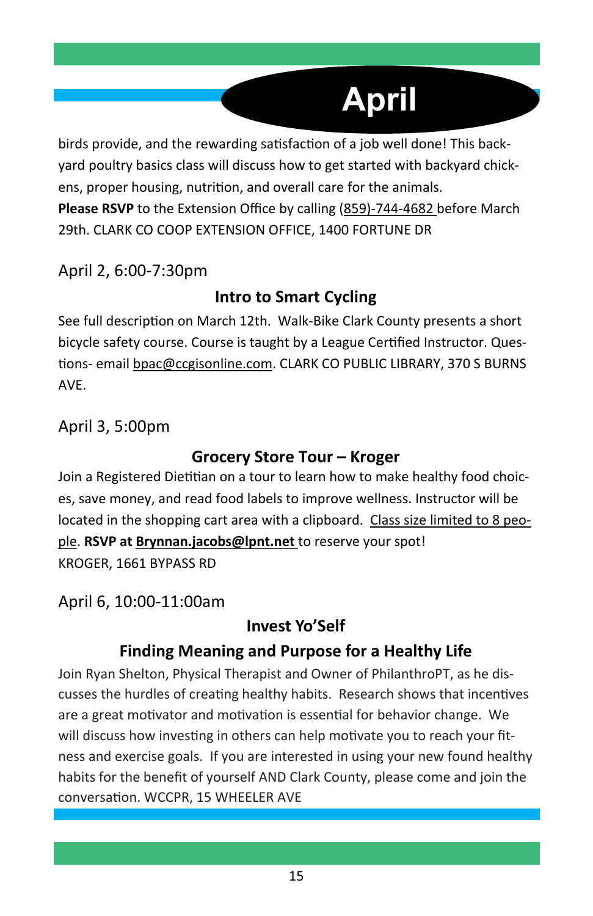# April

birds provide, and the rewarding satisfaction of a job well done! This backyard poultry basics class will discuss how to get started with backyard chickens, proper housing, nutrition, and overall care for the animals.
**Please RSVP** to the Extension Office by calling (859)-744-4682 before March 29th. CLARK CO COOP EXTENSION OFFICE, 1400 FORTUNE DR

April 2, 6:00-7:30pm

### Intro to Smart Cycling

See full description on March 12th. Walk-Bike Clark County presents a short bicycle safety course. Course is taught by a League Certified Instructor. Questions- email bpac@ccgisonline.com. CLARK CO PUBLIC LIBRARY, 370 S BURNS AVE.

April 3, 5:00pm

### Grocery Store Tour – Kroger

Join a Registered Dietitian on a tour to learn how to make healthy food choices, save money, and read food labels to improve wellness. Instructor will be located in the shopping cart area with a clipboard. Class size limited to 8 people. **RSVP at Brynnan.jacobs@lpnt.net** to reserve your spot!
KROGER, 1661 BYPASS RD

April 6, 10:00-11:00am

### Invest Yo'Self

### Finding Meaning and Purpose for a Healthy Life

Join Ryan Shelton, Physical Therapist and Owner of PhilanthroPT, as he discusses the hurdles of creating healthy habits. Research shows that incentives are a great motivator and motivation is essential for behavior change. We will discuss how investing in others can help motivate you to reach your fitness and exercise goals. If you are interested in using your new found healthy habits for the benefit of yourself AND Clark County, please come and join the conversation. WCCPR, 15 WHEELER AVE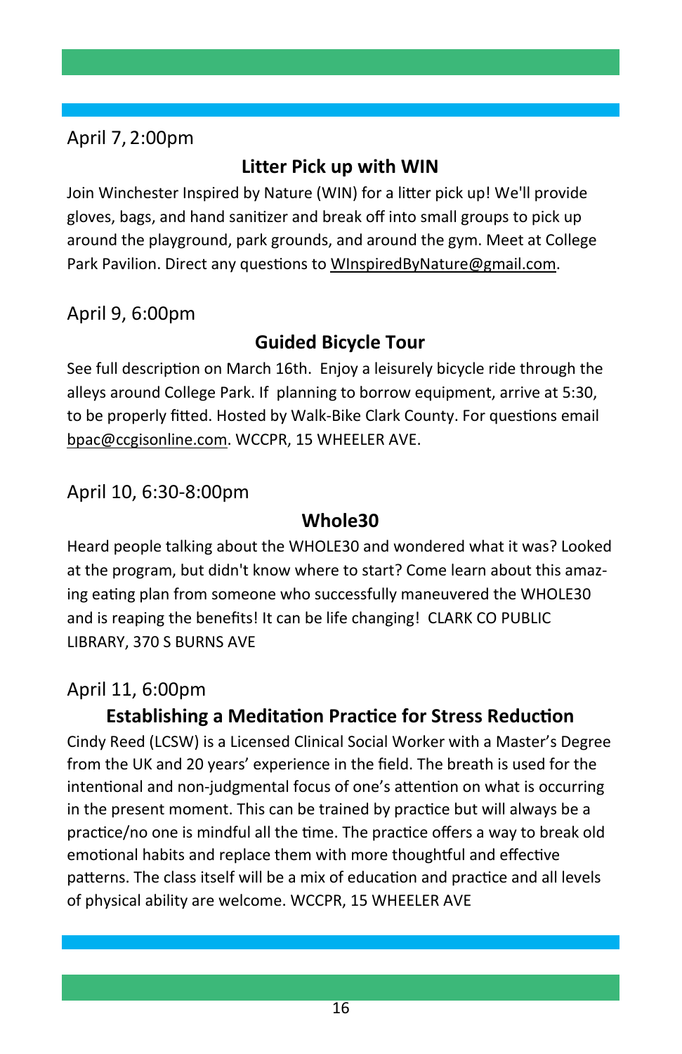April 7, 2:00pm

### Litter Pick up with WIN

Join Winchester Inspired by Nature (WIN) for a litter pick up! We'll provide gloves, bags, and hand sanitizer and break off into small groups to pick up around the playground, park grounds, and around the gym. Meet at College Park Pavilion. Direct any questions to WInspiredByNature@gmail.com.

April 9, 6:00pm

### Guided Bicycle Tour

See full description on March 16th. Enjoy a leisurely bicycle ride through the alleys around College Park. If planning to borrow equipment, arrive at 5:30, to be properly fitted. Hosted by Walk-Bike Clark County. For questions email bpac@ccgisonline.com. WCCPR, 15 WHEELER AVE.

April 10, 6:30-8:00pm

### Whole30

Heard people talking about the WHOLE30 and wondered what it was? Looked at the program, but didn't know where to start? Come learn about this amazing eating plan from someone who successfully maneuvered the WHOLE30 and is reaping the benefits! It can be life changing! CLARK CO PUBLIC LIBRARY, 370 S BURNS AVE

April 11, 6:00pm

### Establishing a Meditation Practice for Stress Reduction

Cindy Reed (LCSW) is a Licensed Clinical Social Worker with a Master's Degree from the UK and 20 years' experience in the field. The breath is used for the intentional and non-judgmental focus of one's attention on what is occurring in the present moment. This can be trained by practice but will always be a practice/no one is mindful all the time. The practice offers a way to break old emotional habits and replace them with more thoughtful and effective patterns. The class itself will be a mix of education and practice and all levels of physical ability are welcome. WCCPR, 15 WHEELER AVE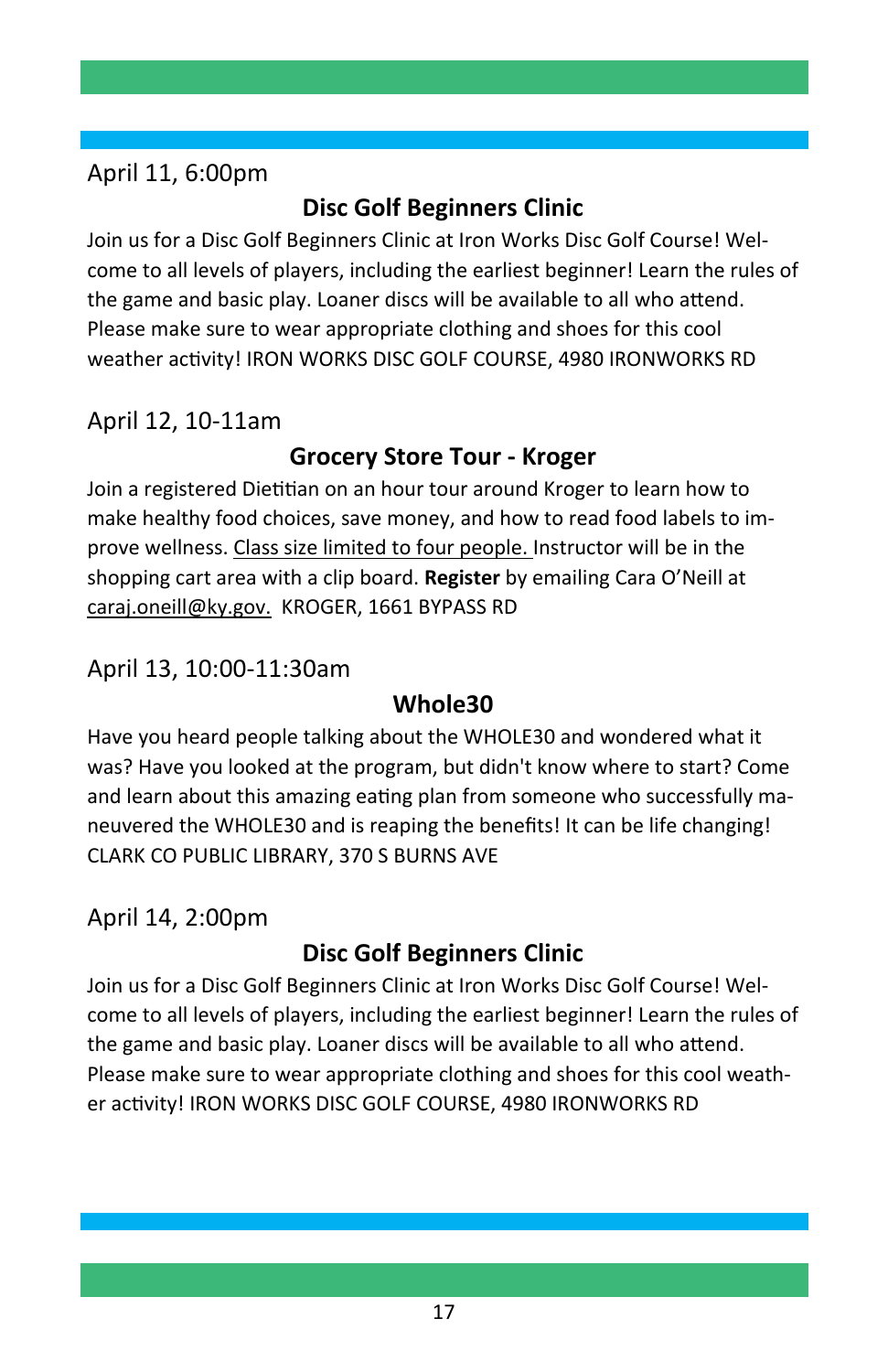April 11, 6:00pm

## Disc Golf Beginners Clinic

Join us for a Disc Golf Beginners Clinic at Iron Works Disc Golf Course! Welcome to all levels of players, including the earliest beginner! Learn the rules of the game and basic play. Loaner discs will be available to all who attend. Please make sure to wear appropriate clothing and shoes for this cool weather activity! IRON WORKS DISC GOLF COURSE, 4980 IRONWORKS RD

April 12, 10-11am

## Grocery Store Tour - Kroger

Join a registered Dietitian on an hour tour around Kroger to learn how to make healthy food choices, save money, and how to read food labels to improve wellness. Class size limited to four people. Instructor will be in the shopping cart area with a clip board. **Register** by emailing Cara O'Neill at caraj.oneill@ky.gov. KROGER, 1661 BYPASS RD

April 13, 10:00-11:30am

## Whole30

Have you heard people talking about the WHOLE30 and wondered what it was? Have you looked at the program, but didn't know where to start? Come and learn about this amazing eating plan from someone who successfully maneuvered the WHOLE30 and is reaping the benefits! It can be life changing! CLARK CO PUBLIC LIBRARY, 370 S BURNS AVE

April 14, 2:00pm

## Disc Golf Beginners Clinic

Join us for a Disc Golf Beginners Clinic at Iron Works Disc Golf Course! Welcome to all levels of players, including the earliest beginner! Learn the rules of the game and basic play. Loaner discs will be available to all who attend. Please make sure to wear appropriate clothing and shoes for this cool weather activity! IRON WORKS DISC GOLF COURSE, 4980 IRONWORKS RD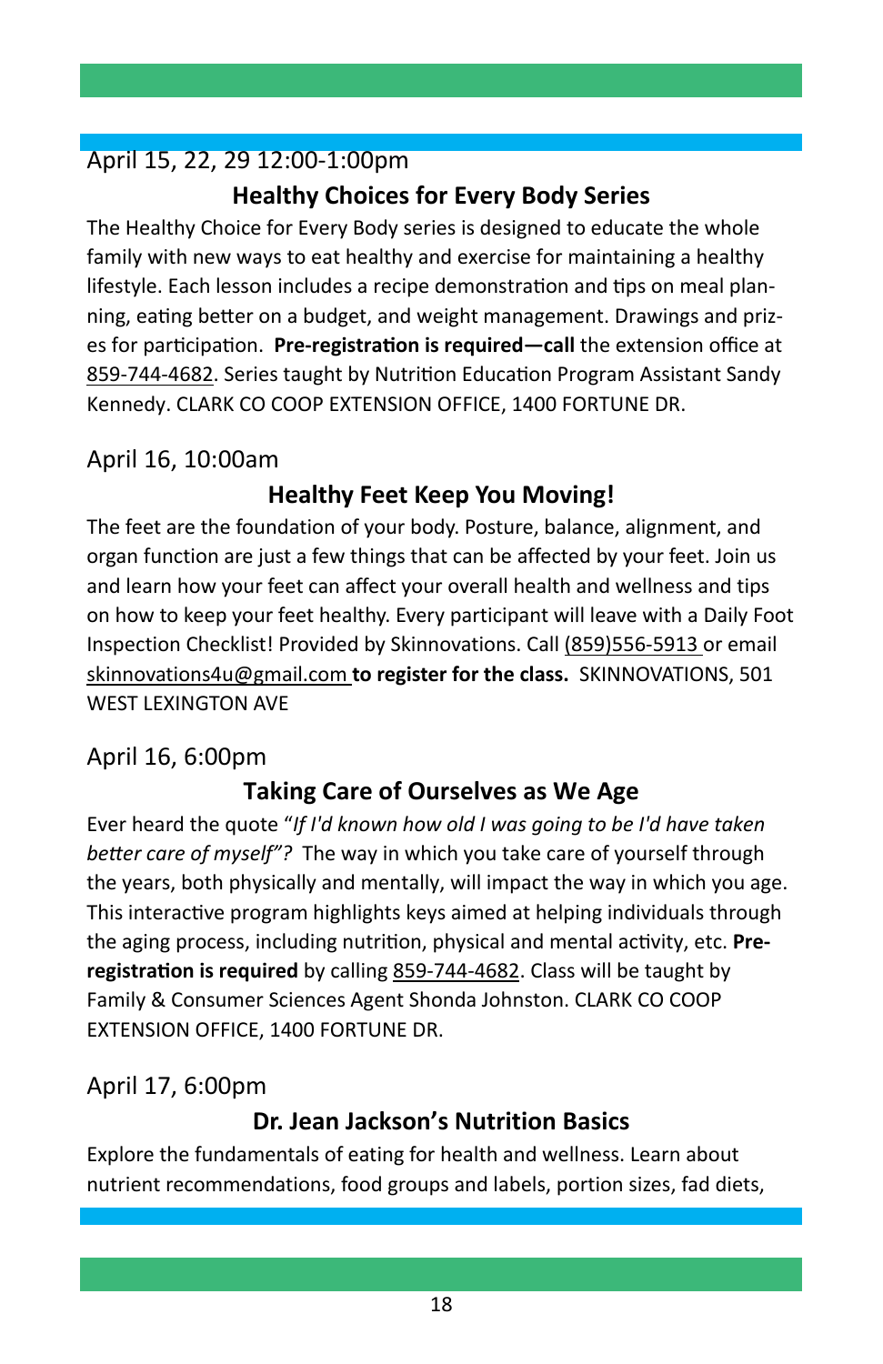April 15, 22, 29 12:00-1:00pm

## Healthy Choices for Every Body Series

The Healthy Choice for Every Body series is designed to educate the whole family with new ways to eat healthy and exercise for maintaining a healthy lifestyle. Each lesson includes a recipe demonstration and tips on meal planning, eating better on a budget, and weight management. Drawings and prizes for participation. **Pre-registration is required—call** the extension office at 859-744-4682. Series taught by Nutrition Education Program Assistant Sandy Kennedy. CLARK CO COOP EXTENSION OFFICE, 1400 FORTUNE DR.

April 16, 10:00am

## Healthy Feet Keep You Moving!

The feet are the foundation of your body. Posture, balance, alignment, and organ function are just a few things that can be affected by your feet. Join us and learn how your feet can affect your overall health and wellness and tips on how to keep your feet healthy. Every participant will leave with a Daily Foot Inspection Checklist! Provided by Skinnovations. Call (859)556-5913 or email skinnovations4u@gmail.com **to register for the class.** SKINNOVATIONS, 501 WEST LEXINGTON AVE

April 16, 6:00pm

## Taking Care of Ourselves as We Age

Ever heard the quote "*If I'd known how old I was going to be I'd have taken better care of myself"?* The way in which you take care of yourself through the years, both physically and mentally, will impact the way in which you age. This interactive program highlights keys aimed at helping individuals through the aging process, including nutrition, physical and mental activity, etc. **Pre-registration is required** by calling 859-744-4682. Class will be taught by Family & Consumer Sciences Agent Shonda Johnston. CLARK CO COOP EXTENSION OFFICE, 1400 FORTUNE DR.

April 17, 6:00pm

## Dr. Jean Jackson's Nutrition Basics

Explore the fundamentals of eating for health and wellness. Learn about nutrient recommendations, food groups and labels, portion sizes, fad diets,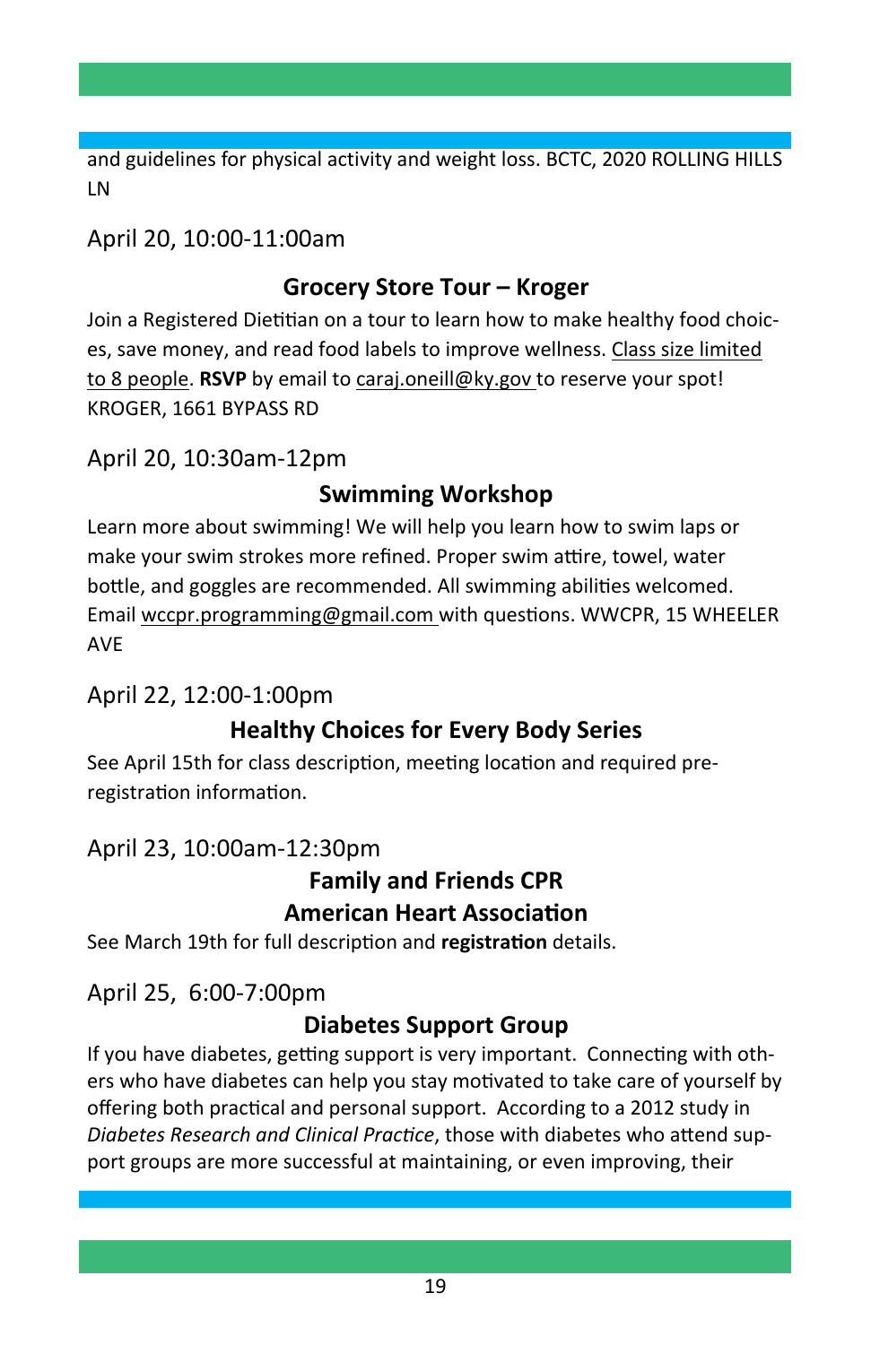and guidelines for physical activity and weight loss. BCTC, 2020 ROLLING HILLS LN

April 20, 10:00-11:00am

### Grocery Store Tour – Kroger

Join a Registered Dietitian on a tour to learn how to make healthy food choices, save money, and read food labels to improve wellness. Class size limited to 8 people. **RSVP** by email to caraj.oneill@ky.gov to reserve your spot! KROGER, 1661 BYPASS RD

April 20, 10:30am-12pm

### Swimming Workshop

Learn more about swimming! We will help you learn how to swim laps or make your swim strokes more refined. Proper swim attire, towel, water bottle, and goggles are recommended. All swimming abilities welcomed. Email wccpr.programming@gmail.com with questions. WWCPR, 15 WHEELER AVE

April 22, 12:00-1:00pm

### Healthy Choices for Every Body Series

See April 15th for class description, meeting location and required pre-registration information.

April 23, 10:00am-12:30pm

### Family and Friends CPR
### American Heart Association

See March 19th for full description and **registration** details.

April 25, 6:00-7:00pm

### Diabetes Support Group

If you have diabetes, getting support is very important. Connecting with others who have diabetes can help you stay motivated to take care of yourself by offering both practical and personal support. According to a 2012 study in *Diabetes Research and Clinical Practice*, those with diabetes who attend support groups are more successful at maintaining, or even improving, their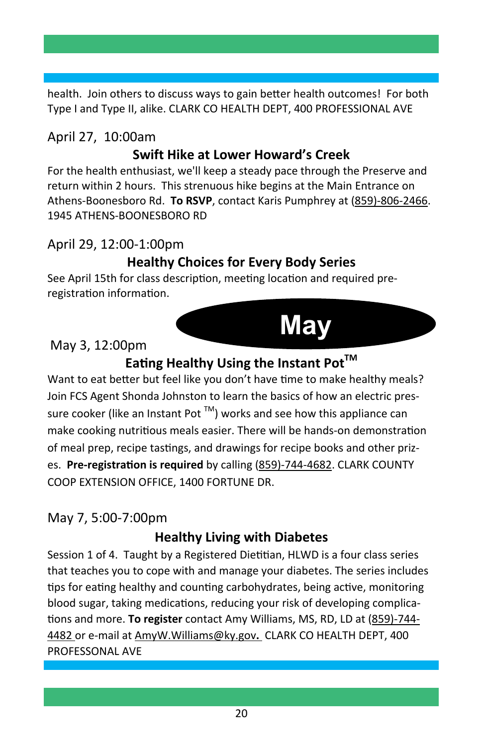health. Join others to discuss ways to gain better health outcomes! For both Type I and Type II, alike. CLARK CO HEALTH DEPT, 400 PROFESSIONAL AVE

April 27, 10:00am

### Swift Hike at Lower Howard's Creek

For the health enthusiast, we'll keep a steady pace through the Preserve and return within 2 hours. This strenuous hike begins at the Main Entrance on Athens-Boonesboro Rd. **To RSVP**, contact Karis Pumphrey at (859)-806-2466. 1945 ATHENS-BOONESBORO RD

April 29, 12:00-1:00pm

### Healthy Choices for Every Body Series

See April 15th for class description, meeting location and required pre-registration information.

# May

May 3, 12:00pm

### Eating Healthy Using the Instant Pot™

Want to eat better but feel like you don't have time to make healthy meals? Join FCS Agent Shonda Johnston to learn the basics of how an electric pressure cooker (like an Instant Pot ™) works and see how this appliance can make cooking nutritious meals easier. There will be hands-on demonstration of meal prep, recipe tastings, and drawings for recipe books and other prizes. **Pre-registration is required** by calling (859)-744-4682. CLARK COUNTY COOP EXTENSION OFFICE, 1400 FORTUNE DR.

May 7, 5:00-7:00pm

### Healthy Living with Diabetes

Session 1 of 4. Taught by a Registered Dietitian, HLWD is a four class series that teaches you to cope with and manage your diabetes. The series includes tips for eating healthy and counting carbohydrates, being active, monitoring blood sugar, taking medications, reducing your risk of developing complications and more. **To register** contact Amy Williams, MS, RD, LD at (859)-744-4482 or e-mail at AmyW.Williams@ky.gov**.** CLARK CO HEALTH DEPT, 400 PROFESSONAL AVE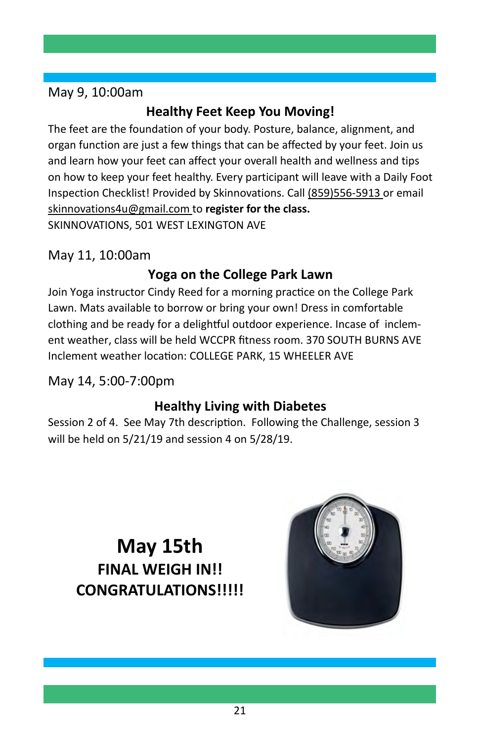May 9, 10:00am

### Healthy Feet Keep You Moving!

The feet are the foundation of your body. Posture, balance, alignment, and organ function are just a few things that can be affected by your feet. Join us and learn how your feet can affect your overall health and wellness and tips on how to keep your feet healthy. Every participant will leave with a Daily Foot Inspection Checklist! Provided by Skinnovations. Call (859)556-5913 or email skinnovations4u@gmail.com to **register for the class.**

SKINNOVATIONS, 501 WEST LEXINGTON AVE

May 11, 10:00am

### Yoga on the College Park Lawn

Join Yoga instructor Cindy Reed for a morning practice on the College Park Lawn. Mats available to borrow or bring your own! Dress in comfortable clothing and be ready for a delightful outdoor experience. Incase of inclement weather, class will be held WCCPR fitness room. 370 SOUTH BURNS AVE

Inclement weather location: COLLEGE PARK, 15 WHEELER AVE

May 14, 5:00-7:00pm

### Healthy Living with Diabetes

Session 2 of 4. See May 7th description. Following the Challenge, session 3 will be held on 5/21/19 and session 4 on 5/28/19.

## May 15th

**FINAL WEIGH IN!!**

**CONGRATULATIONS!!!!!**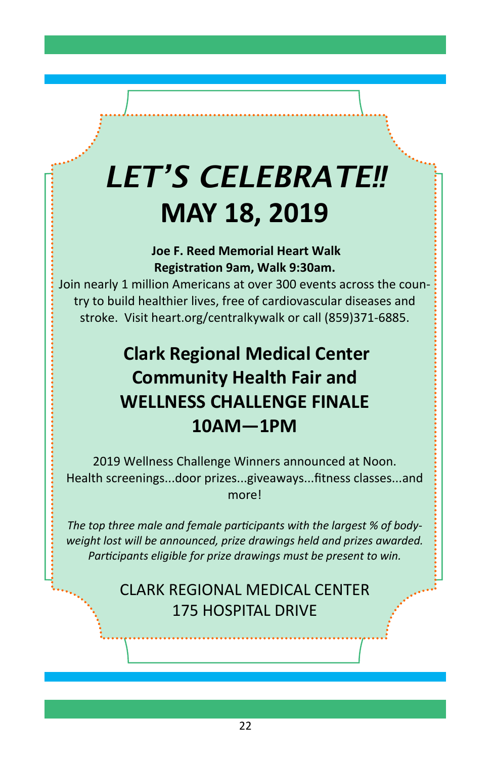# *LET'S CELEBRATE!!*

## MAY 18, 2019

**Joe F. Reed Memorial Heart Walk**
**Registration 9am, Walk 9:30am.**

Join nearly 1 million Americans at over 300 events across the country to build healthier lives, free of cardiovascular diseases and stroke. Visit heart.org/centralkywalk or call (859)371-6885.

## Clark Regional Medical Center Community Health Fair and WELLNESS CHALLENGE FINALE 10AM—1PM

2019 Wellness Challenge Winners announced at Noon. Health screenings...door prizes...giveaways...fitness classes...and more!

*The top three male and female participants with the largest % of body-weight lost will be announced, prize drawings held and prizes awarded. Participants eligible for prize drawings must be present to win.*

CLARK REGIONAL MEDICAL CENTER
175 HOSPITAL DRIVE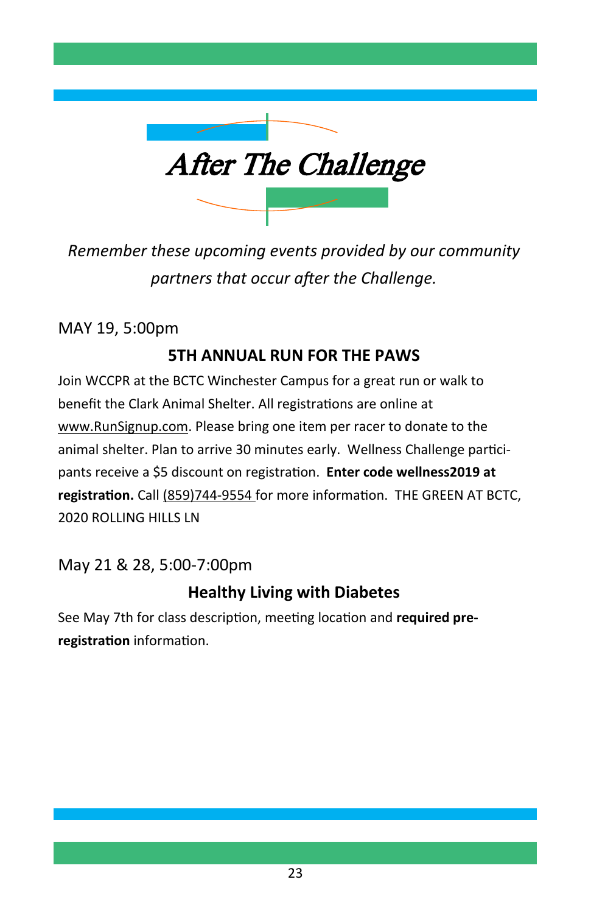# *After The Challenge*

*Remember these upcoming events provided by our community partners that occur after the Challenge.*

MAY 19, 5:00pm

### 5TH ANNUAL RUN FOR THE PAWS

Join WCCPR at the BCTC Winchester Campus for a great run or walk to benefit the Clark Animal Shelter. All registrations are online at www.RunSignup.com. Please bring one item per racer to donate to the animal shelter. Plan to arrive 30 minutes early. Wellness Challenge participants receive a $5 discount on registration. **Enter code wellness2019 at registration.** Call (859)744-9554 for more information. THE GREEN AT BCTC, 2020 ROLLING HILLS LN

May 21 & 28, 5:00-7:00pm

### Healthy Living with Diabetes

See May 7th for class description, meeting location and **required pre-registration** information.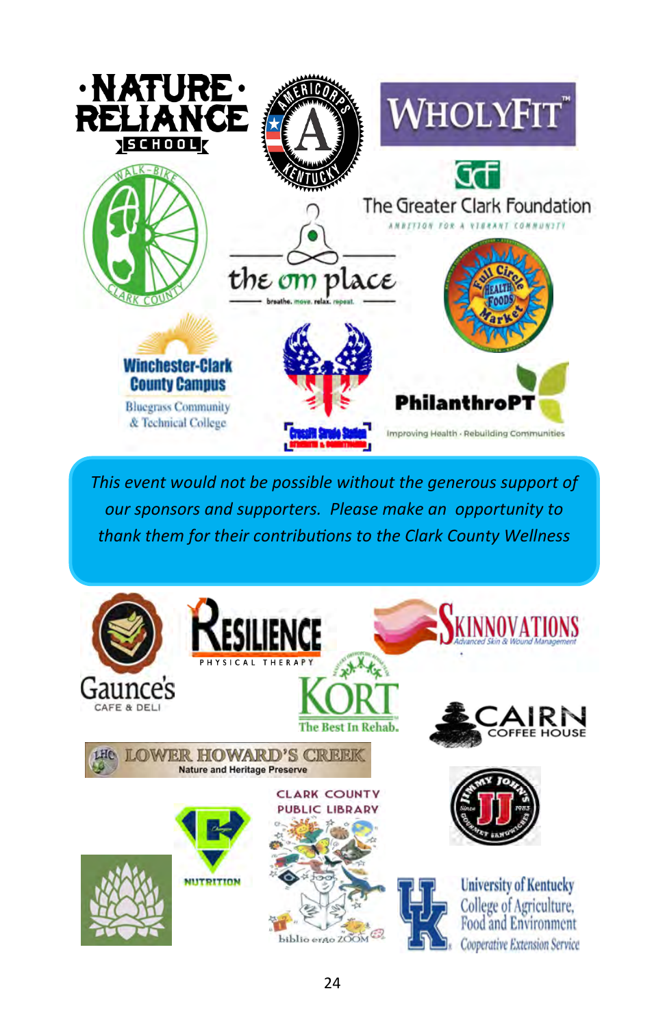·NATURE· RELIANCE SCHOOL

AMERICORPS KENTUCKY

WHOLYFIT™

WALK-BIKE CLARK COUNTY

GCF The Greater Clark Foundation

AMBITION FOR A VIBRANT COMMUNITY

the om place

breathe. move. relax. repeat.

Full Circle Health Foods Market

Winchester-Clark County Campus

Bluegrass Community & Technical College

CrossFit Strode Station

PhilanthroPT

Improving Health · Rebuilding Communities

*This event would not be possible without the generous support of our sponsors and supporters. Please make an opportunity to thank them for their contributions to the Clark County Wellness*

Gaunce's CAFE & DELI

RESILIENCE PHYSICAL THERAPY

SKINNOVATIONS Advanced Skin & Wound Management

KORT The Best In Rehab.

CAIRN COFFEE HOUSE

LHC LOWER HOWARD'S CREEK Nature and Heritage Preserve

CLARK COUNTY PUBLIC LIBRARY

biblio ergo ZOOM

JIMMY JOHN'S GOURMET SANDWICHES Since 1983

NUTRITION

University of Kentucky College of Agriculture, Food and Environment Cooperative Extension Service